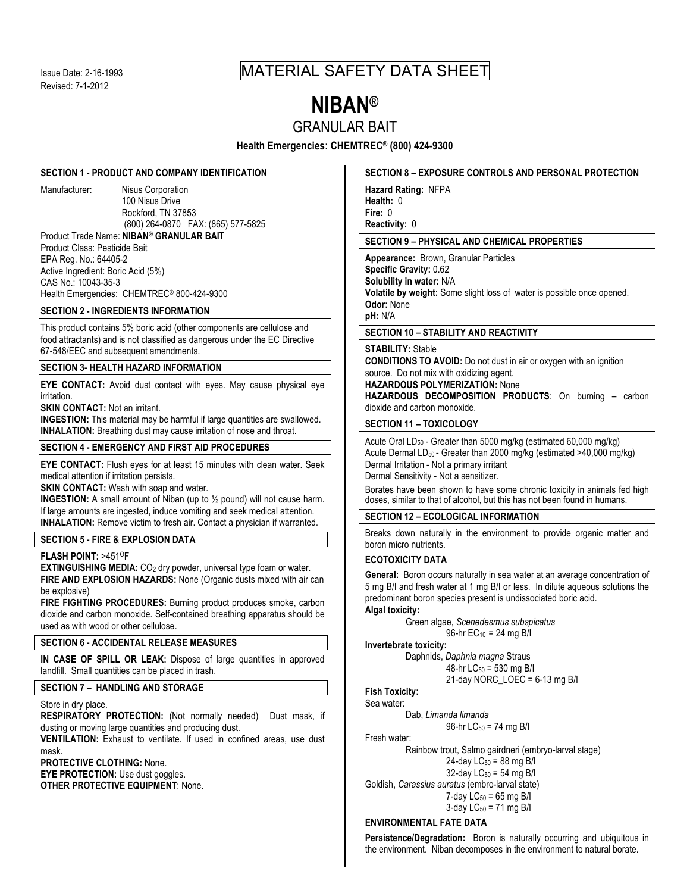Issue Date: 2-16-1993
Revised: 7-1-2012

# MATERIAL SAFETY DATA SHEET

# NIBAN®

## GRANULAR BAIT

**Health Emergencies: CHEMTREC® (800) 424-9300**

### SECTION 1 - PRODUCT AND COMPANY IDENTIFICATION

Manufacturer: Nisus Corporation
100 Nisus Drive
Rockford, TN 37853
(800) 264-0870 FAX: (865) 577-5825

Product Trade Name: **NIBAN® GRANULAR BAIT**
Product Class: Pesticide Bait
EPA Reg. No.: 64405-2
Active Ingredient: Boric Acid (5%)
CAS No.: 10043-35-3
Health Emergencies: CHEMTREC® 800-424-9300

### SECTION 2 - INGREDIENTS INFORMATION

This product contains 5% boric acid (other components are cellulose and food attractants) and is not classified as dangerous under the EC Directive 67-548/EEC and subsequent amendments.

### SECTION 3- HEALTH HAZARD INFORMATION

**EYE CONTACT:** Avoid dust contact with eyes. May cause physical eye irritation.
**SKIN CONTACT:** Not an irritant.
**INGESTION:** This material may be harmful if large quantities are swallowed.
**INHALATION:** Breathing dust may cause irritation of nose and throat.

### SECTION 4 - EMERGENCY AND FIRST AID PROCEDURES

**EYE CONTACT:** Flush eyes for at least 15 minutes with clean water. Seek medical attention if irritation persists.
**SKIN CONTACT:** Wash with soap and water.
**INGESTION:** A small amount of Niban (up to ½ pound) will not cause harm. If large amounts are ingested, induce vomiting and seek medical attention.
**INHALATION:** Remove victim to fresh air. Contact a physician if warranted.

### SECTION 5 - FIRE & EXPLOSION DATA

**FLASH POINT:** >451$^{O}$F
**EXTINGUISHING MEDIA:** $CO_2$ dry powder, universal type foam or water.
**FIRE AND EXPLOSION HAZARDS:** None (Organic dusts mixed with air can be explosive)
**FIRE FIGHTING PROCEDURES:** Burning product produces smoke, carbon dioxide and carbon monoxide. Self-contained breathing apparatus should be used as with wood or other cellulose.

### SECTION 6 - ACCIDENTAL RELEASE MEASURES

**IN CASE OF SPILL OR LEAK:** Dispose of large quantities in approved landfill. Small quantities can be placed in trash.

### SECTION 7 – HANDLING AND STORAGE

Store in dry place.
**RESPIRATORY PROTECTION:** (Not normally needed) Dust mask, if dusting or moving large quantities and producing dust.
**VENTILATION:** Exhaust to ventilate. If used in confined areas, use dust mask.
**PROTECTIVE CLOTHING:** None.
**EYE PROTECTION:** Use dust goggles.
**OTHER PROTECTIVE EQUIPMENT**: None.

### SECTION 8 – EXPOSURE CONTROLS AND PERSONAL PROTECTION

**Hazard Rating:** NFPA
**Health:** 0
**Fire:** 0
**Reactivity:** 0

### SECTION 9 – PHYSICAL AND CHEMICAL PROPERTIES

**Appearance:** Brown, Granular Particles
**Specific Gravity:** 0.62
**Solubility in water:** N/A
**Volatile by weight:** Some slight loss of water is possible once opened.
**Odor:** None
**pH:** N/A

### SECTION 10 – STABILITY AND REACTIVITY

**STABILITY:** Stable
**CONDITIONS TO AVOID:** Do not dust in air or oxygen with an ignition source. Do not mix with oxidizing agent.
**HAZARDOUS POLYMERIZATION:** None
**HAZARDOUS DECOMPOSITION PRODUCTS**: On burning – carbon dioxide and carbon monoxide.

### SECTION 11 – TOXICOLOGY

Acute Oral $LD_{50}$ - Greater than 5000 mg/kg (estimated 60,000 mg/kg)
Acute Dermal $LD_{50}$ - Greater than 2000 mg/kg (estimated >40,000 mg/kg)
Dermal Irritation - Not a primary irritant
Dermal Sensitivity - Not a sensitizer.

Borates have been shown to have some chronic toxicity in animals fed high doses, similar to that of alcohol, but this has not been found in humans.

### SECTION 12 – ECOLOGICAL INFORMATION

Breaks down naturally in the environment to provide organic matter and boron micro nutrients.

**ECOTOXICITY DATA**

**General:** Boron occurs naturally in sea water at an average concentration of 5 mg B/l and fresh water at 1 mg B/l or less. In dilute aqueous solutions the predominant boron species present is undissociated boric acid.

**Algal toxicity:**
Green algae, *Scenedesmus subspicatus*
96-hr $EC_{10}$ = 24 mg B/l

**Invertebrate toxicity:**
Daphnids, *Daphnia magna* Straus
48-hr $LC_{50}$ = 530 mg B/l
21-day NORC_LOEC = 6-13 mg B/l

**Fish Toxicity:**
Sea water:
Dab, *Limanda limanda*
96-hr $LC_{50}$ = 74 mg B/l

Fresh water:
Rainbow trout, Salmo gairdneri (embryo-larval stage)
24-day $LC_{50}$ = 88 mg B/l
32-day $LC_{50}$ = 54 mg B/l
Goldish, *Carassius auratus* (embro-larval state)
7-day $LC_{50}$ = 65 mg B/l
3-day $LC_{50}$ = 71 mg B/l

**ENVIRONMENTAL FATE DATA**

**Persistence/Degradation:** Boron is naturally occurring and ubiquitous in the environment. Niban decomposes in the environment to natural borate.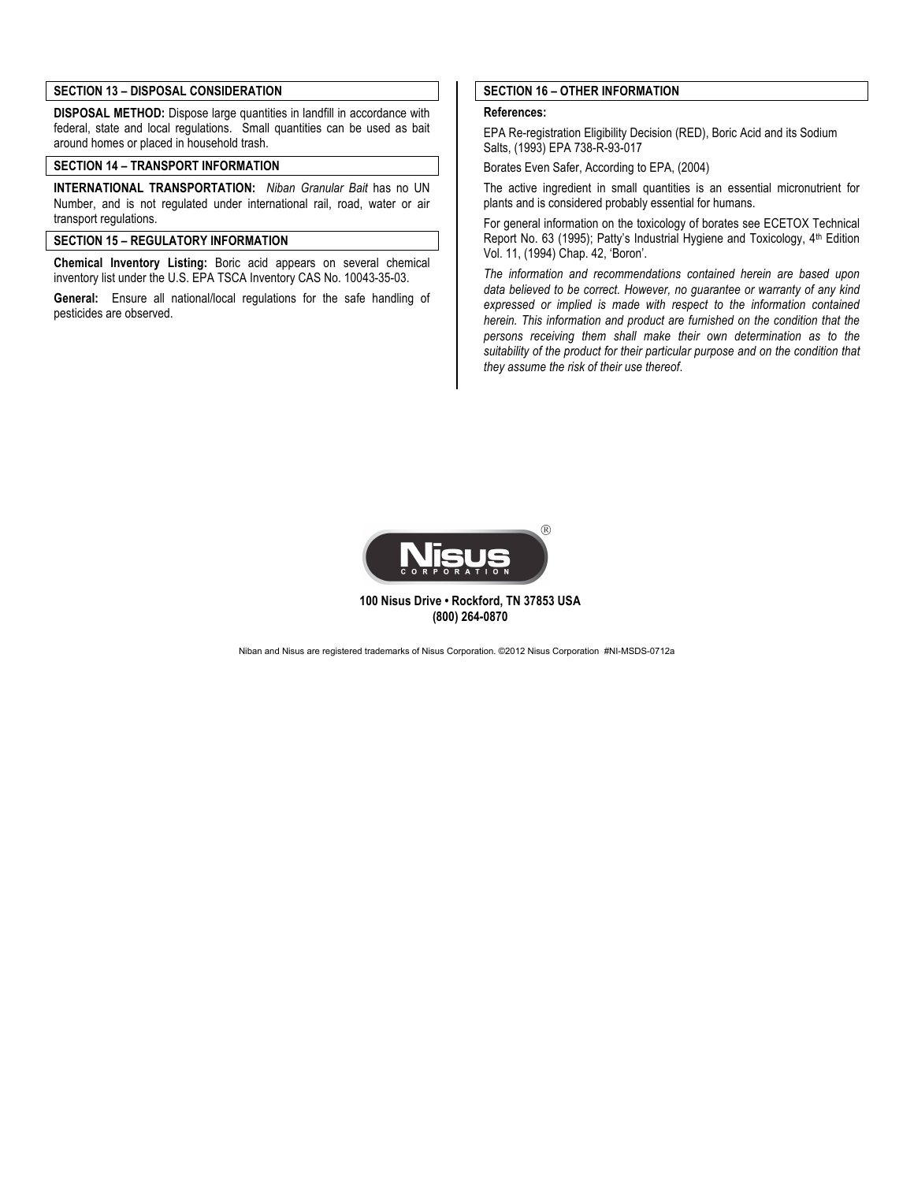## SECTION 13 – DISPOSAL CONSIDERATION

**DISPOSAL METHOD:** Dispose large quantities in landfill in accordance with federal, state and local regulations. Small quantities can be used as bait around homes or placed in household trash.

## SECTION 14 – TRANSPORT INFORMATION

**INTERNATIONAL TRANSPORTATION:** *Niban Granular Bait* has no UN Number, and is not regulated under international rail, road, water or air transport regulations.

## SECTION 15 – REGULATORY INFORMATION

**Chemical Inventory Listing:** Boric acid appears on several chemical inventory list under the U.S. EPA TSCA Inventory CAS No. 10043-35-03.

**General:** Ensure all national/local regulations for the safe handling of pesticides are observed.

## SECTION 16 – OTHER INFORMATION

**References:**

EPA Re-registration Eligibility Decision (RED), Boric Acid and its Sodium Salts, (1993) EPA 738-R-93-017

Borates Even Safer, According to EPA, (2004)

The active ingredient in small quantities is an essential micronutrient for plants and is considered probably essential for humans.

For general information on the toxicology of borates see ECETOX Technical Report No. 63 (1995); Patty's Industrial Hygiene and Toxicology, 4th Edition Vol. 11, (1994) Chap. 42, 'Boron'.

*The information and recommendations contained herein are based upon data believed to be correct. However, no guarantee or warranty of any kind expressed or implied is made with respect to the information contained herein. This information and product are furnished on the condition that the persons receiving them shall make their own determination as to the suitability of the product for their particular purpose and on the condition that they assume the risk of their use thereof.*

Nisus® CORPORATION

**100 Nisus Drive • Rockford, TN 37853 USA**
**(800) 264-0870**

Niban and Nisus are registered trademarks of Nisus Corporation. ©2012 Nisus Corporation #NI-MSDS-0712a